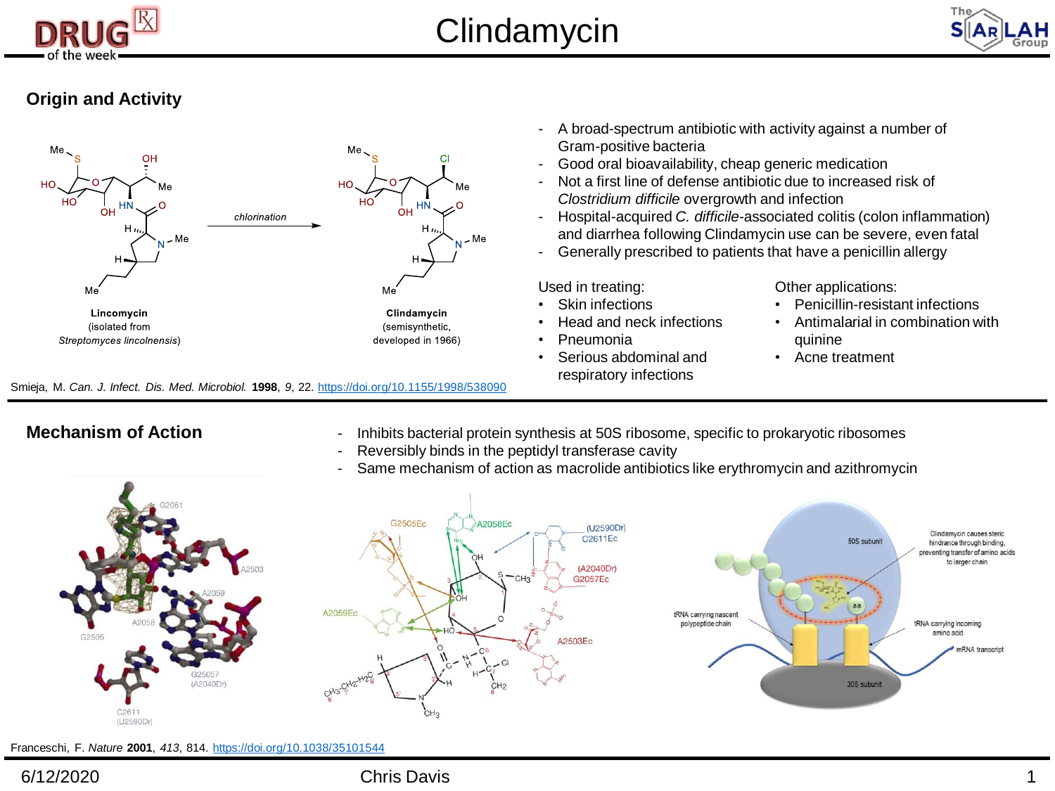# Clindamycin

## Origin and Activity

Lincomycin (isolated from *Streptomyces lincolnensis*) → *chlorination* → Clindamycin (semisynthetic, developed in 1966)

- A broad-spectrum antibiotic with activity against a number of Gram-positive bacteria
- Good oral bioavailability, cheap generic medication
- Not a first line of defense antibiotic due to increased risk of *Clostridium difficile* overgrowth and infection
- Hospital-acquired *C. difficile*-associated colitis (colon inflammation) and diarrhea following Clindamycin use can be severe, even fatal
- Generally prescribed to patients that have a penicillin allergy

Used in treating:

- Skin infections
- Head and neck infections
- Pneumonia
- Serious abdominal and respiratory infections

Other applications:

- Penicillin-resistant infections
- Antimalarial in combination with quinine
- Acne treatment

Smieja, M. *Can. J. Infect. Dis. Med. Microbiol.* **1998**, *9*, 22. https://doi.org/10.1155/1998/538090

## Mechanism of Action

- Inhibits bacterial protein synthesis at 50S ribosome, specific to prokaryotic ribosomes
- Reversibly binds in the peptidyl transferase cavity
- Same mechanism of action as macrolide antibiotics like erythromycin and azithromycin

Franceschi, F. *Nature* **2001**, *413*, 814. https://doi.org/10.1038/35101544

6/12/2020 Chris Davis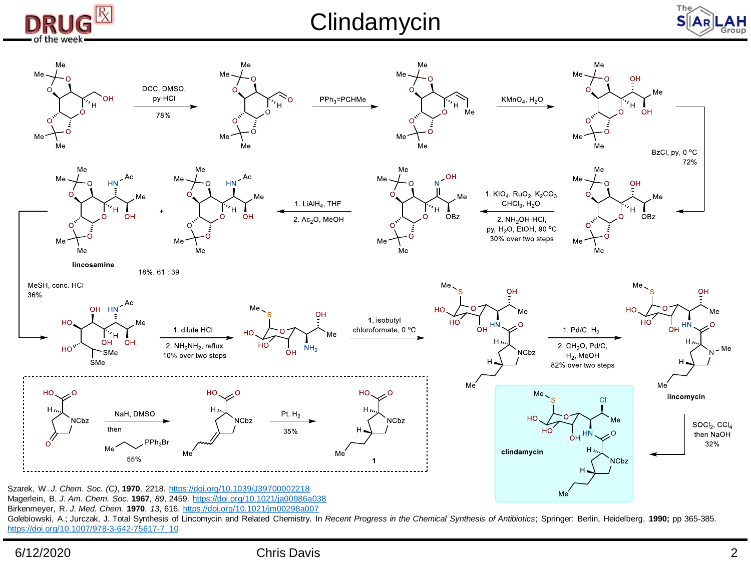# Clindamycin

DCC, DMSO, py·HCl
78%

$PPh_3$=PCHMe

$KMnO_4$, $H_2O$

BzCl, py, 0 °C
72%

1. $KIO_4$, $RuO_2$, $K_2CO_3$
$CHCl_3$, $H_2O$
2. $NH_2OH·HCl$,
py, $H_2O$, EtOH, 90 °C
30% over two steps

1. $LiAlH_4$, THF
2. $Ac_2O$, MeOH

lincosamine

18%, 61 : 39

MeSH, conc. HCl
36%

1. dilute HCl
2. $NH_2NH_2$, reflux
10% over two steps

**1**, isobutyl chloroformate, 0 °C

1. Pd/C, $H_2$
2. $CH_2O$, Pd/C, $H_2$, MeOH
82% over two steps

lincomycin

$SOCl_2$, $CCl_4$
then NaOH
32%

clindamycin

NaH, DMSO
then
Me⁀⁀$PPh_3Br$
55%

Pt, $H_2$
35%

**1**

Szarek, W. *J. Chem. Soc. (C)*, **1970**, 2218. https://doi.org/10.1039/J39700002218
Magerlein, B. *J. Am. Chem. Soc.* **1967**, *89*, 2459. https://doi.org/10.1021/ja00986a038
Birkenmeyer, R. *J. Med. Chem.* **1970**, *13*, 616. https://doi.org/10.1021/jm00298a007
Golebiowski, A.; Jurczak, J. Total Synthesis of Lincomycin and Related Chemistry. In *Recent Progress in the Chemical Synthesis of Antibiotics*; Springer: Berlin, Heidelberg, **1990;** pp 365-385. https://doi.org/10.1007/978-3-642-75617-7_10

6/12/2020 Chris Davis